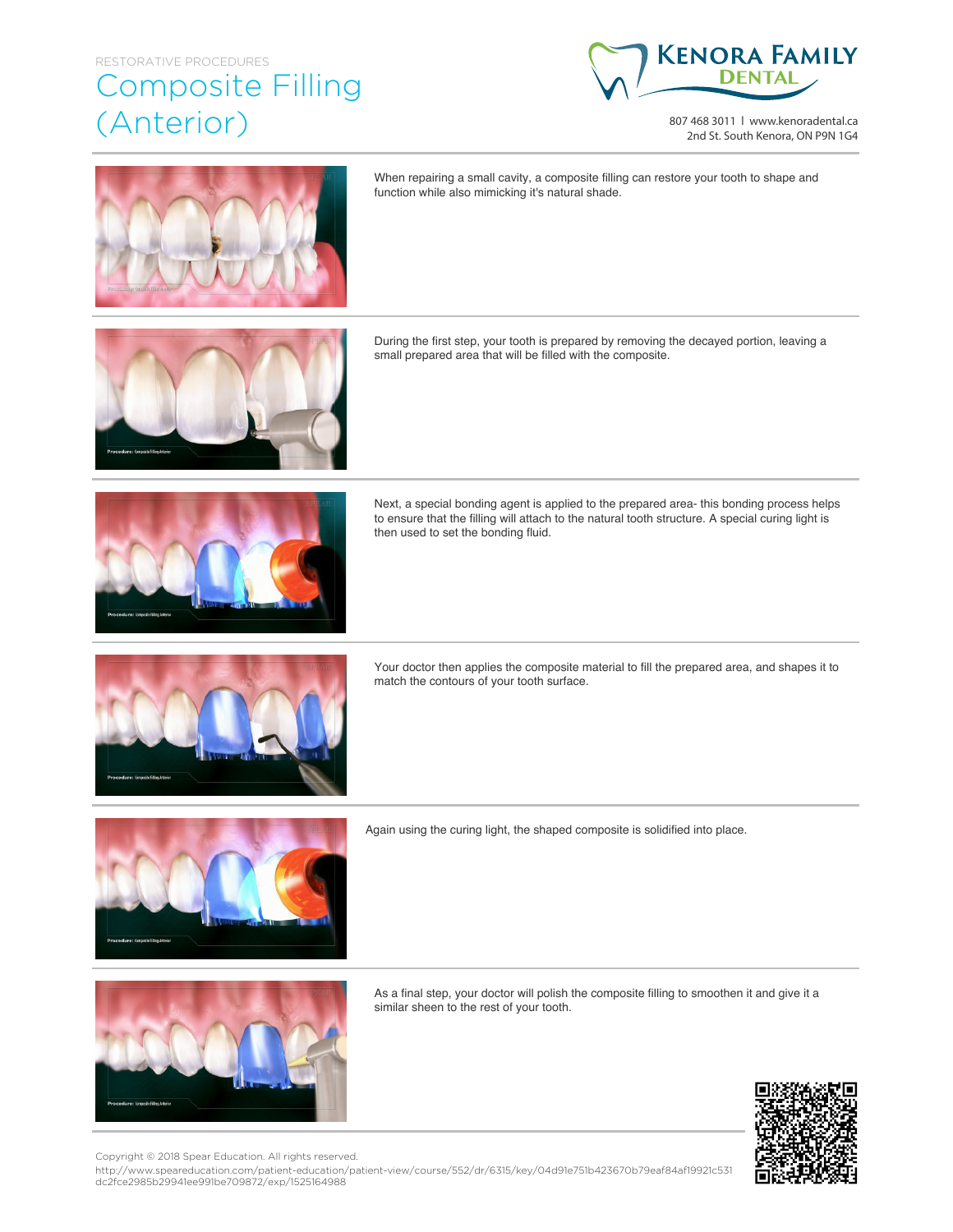RESTORATIVE PROCEDURES

# Composite Filling (Anterior)

KENORA FAMILY DENTAL

807 468 3011 | www.kenoradental.ca
2nd St. South Kenora, ON P9N 1G4

When repairing a small cavity, a composite filling can restore your tooth to shape and function while also mimicking it's natural shade.

During the first step, your tooth is prepared by removing the decayed portion, leaving a small prepared area that will be filled with the composite.

Next, a special bonding agent is applied to the prepared area- this bonding process helps to ensure that the filling will attach to the natural tooth structure. A special curing light is then used to set the bonding fluid.

Your doctor then applies the composite material to fill the prepared area, and shapes it to match the contours of your tooth surface.

Again using the curing light, the shaped composite is solidified into place.

As a final step, your doctor will polish the composite filling to smoothen it and give it a similar sheen to the rest of your tooth.

Copyright © 2018 Spear Education. All rights reserved.
http://www.speareducation.com/patient-education/patient-view/course/552/dr/6315/key/04d91e751b423670b79eaf84af19921c531dc2fce2985b29941ee991be709872/exp/1525164988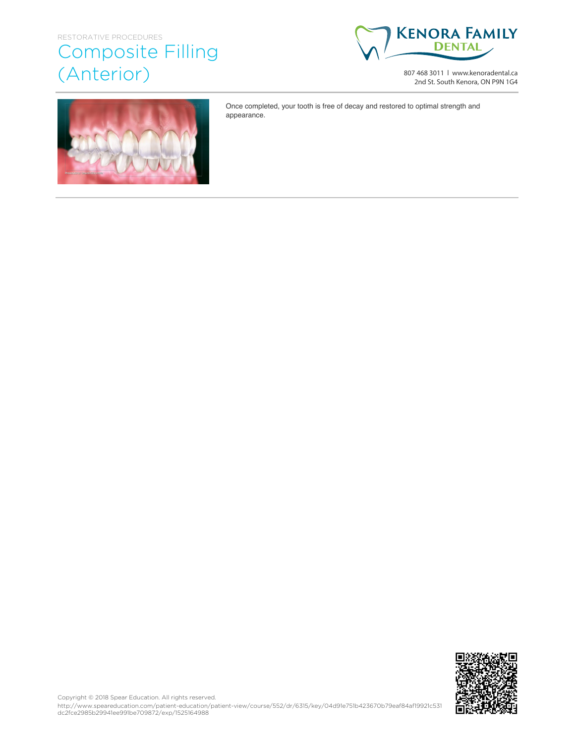RESTORATIVE PROCEDURES

# Composite Filling (Anterior)

Once completed, your tooth is free of decay and restored to optimal strength and appearance.

Copyright © 2018 Spear Education. All rights reserved.

http://www.speareducation.com/patient-education/patient-view/course/552/dr/6315/key/04d91e751b423670b79eaf84af19921c531dc2fce2985b29941ee991be709872/exp/1525164988